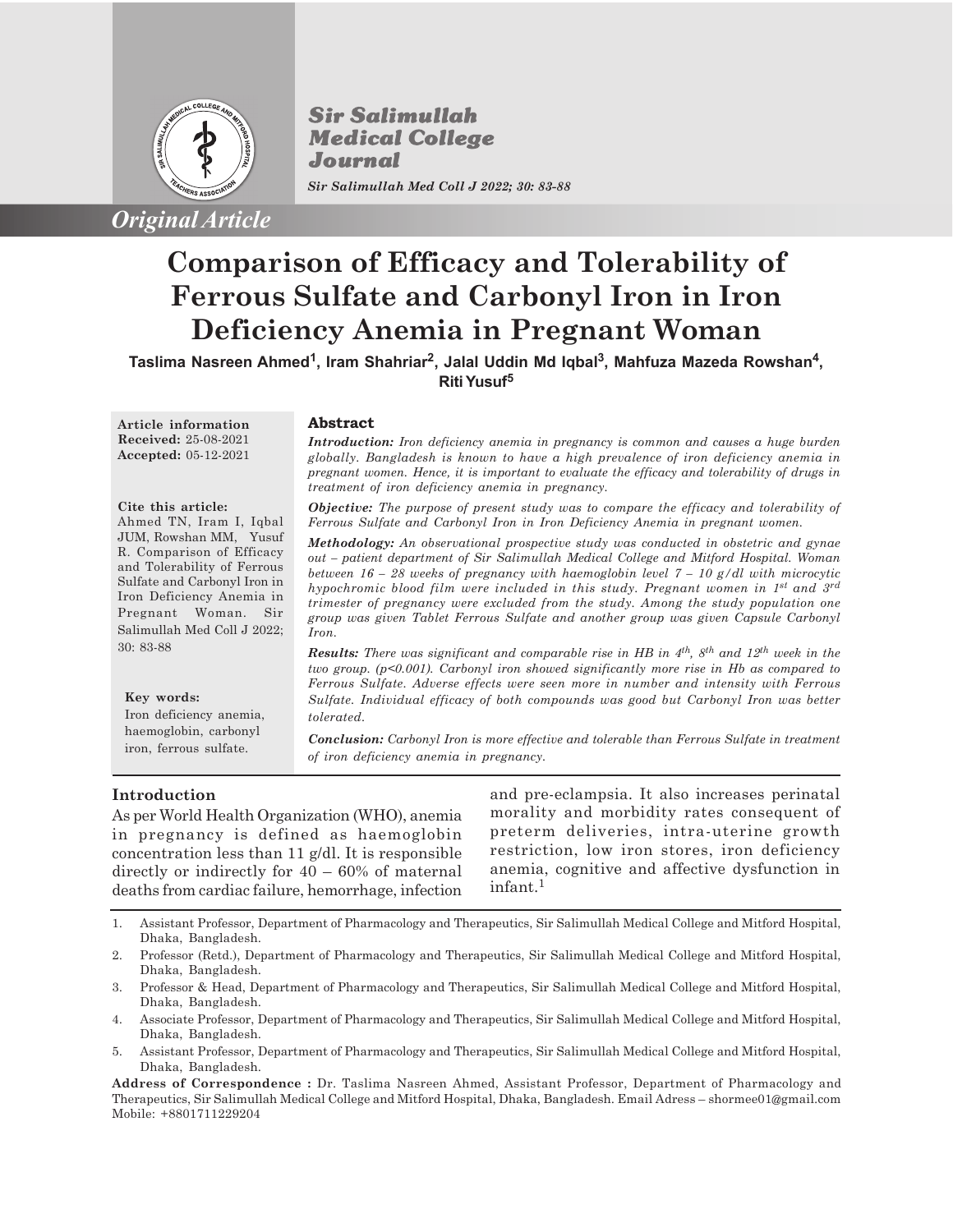*Original Article*

# Comparison of Efficacy and Tolerability of Ferrous Sulfate and Carbonyl Iron in Iron Deficiency Anemia in Pregnant Woman

**Taslima Nasreen Ahmed[1], Iram Shahriar[2], Jalal Uddin Md Iqbal[3], Mahfuza Mazeda Rowshan[4], Riti Yusuf[5]**

**Article information**
**Received:** 25-08-2021
**Accepted:** 05-12-2021

**Cite this article:**
Ahmed TN, Iram I, Iqbal JUM, Rowshan MM, Yusuf R. Comparison of Efficacy and Tolerability of Ferrous Sulfate and Carbonyl Iron in Iron Deficiency Anemia in Pregnant Woman. Sir Salimullah Med Coll J 2022; 30: 83-88

**Key words:**
Iron deficiency anemia, haemoglobin, carbonyl iron, ferrous sulfate.

## Abstract

***Introduction:*** *Iron deficiency anemia in pregnancy is common and causes a huge burden globally. Bangladesh is known to have a high prevalence of iron deficiency anemia in pregnant women. Hence, it is important to evaluate the efficacy and tolerability of drugs in treatment of iron deficiency anemia in pregnancy.*

***Objective:*** *The purpose of present study was to compare the efficacy and tolerability of Ferrous Sulfate and Carbonyl Iron in Iron Deficiency Anemia in pregnant women.*

***Methodology:*** *An observational prospective study was conducted in obstetric and gynae out – patient department of Sir Salimullah Medical College and Mitford Hospital. Woman between 16 – 28 weeks of pregnancy with haemoglobin level 7 – 10 g/dl with microcytic hypochromic blood film were included in this study. Pregnant women in 1st and 3rd trimester of pregnancy were excluded from the study. Among the study population one group was given Tablet Ferrous Sulfate and another group was given Capsule Carbonyl Iron.*

***Results:*** *There was significant and comparable rise in HB in 4th, 8th and 12th week in the two group. (p<0.001). Carbonyl iron showed significantly more rise in Hb as compared to Ferrous Sulfate. Adverse effects were seen more in number and intensity with Ferrous Sulfate. Individual efficacy of both compounds was good but Carbonyl Iron was better tolerated.*

***Conclusion:*** *Carbonyl Iron is more effective and tolerable than Ferrous Sulfate in treatment of iron deficiency anemia in pregnancy.*

## Introduction

As per World Health Organization (WHO), anemia in pregnancy is defined as haemoglobin concentration less than 11 g/dl. It is responsible directly or indirectly for 40 – 60% of maternal deaths from cardiac failure, hemorrhage, infection and pre-eclampsia. It also increases perinatal morality and morbidity rates consequent of preterm deliveries, intra-uterine growth restriction, low iron stores, iron deficiency anemia, cognitive and affective dysfunction in infant.[1]

---

1. Assistant Professor, Department of Pharmacology and Therapeutics, Sir Salimullah Medical College and Mitford Hospital, Dhaka, Bangladesh.
2. Professor (Retd.), Department of Pharmacology and Therapeutics, Sir Salimullah Medical College and Mitford Hospital, Dhaka, Bangladesh.
3. Professor & Head, Department of Pharmacology and Therapeutics, Sir Salimullah Medical College and Mitford Hospital, Dhaka, Bangladesh.
4. Associate Professor, Department of Pharmacology and Therapeutics, Sir Salimullah Medical College and Mitford Hospital, Dhaka, Bangladesh.
5. Assistant Professor, Department of Pharmacology and Therapeutics, Sir Salimullah Medical College and Mitford Hospital, Dhaka, Bangladesh.

**Address of Correspondence :** Dr. Taslima Nasreen Ahmed, Assistant Professor, Department of Pharmacology and Therapeutics, Sir Salimullah Medical College and Mitford Hospital, Dhaka, Bangladesh. Email Adress – shormee01@gmail.com Mobile: +8801711229204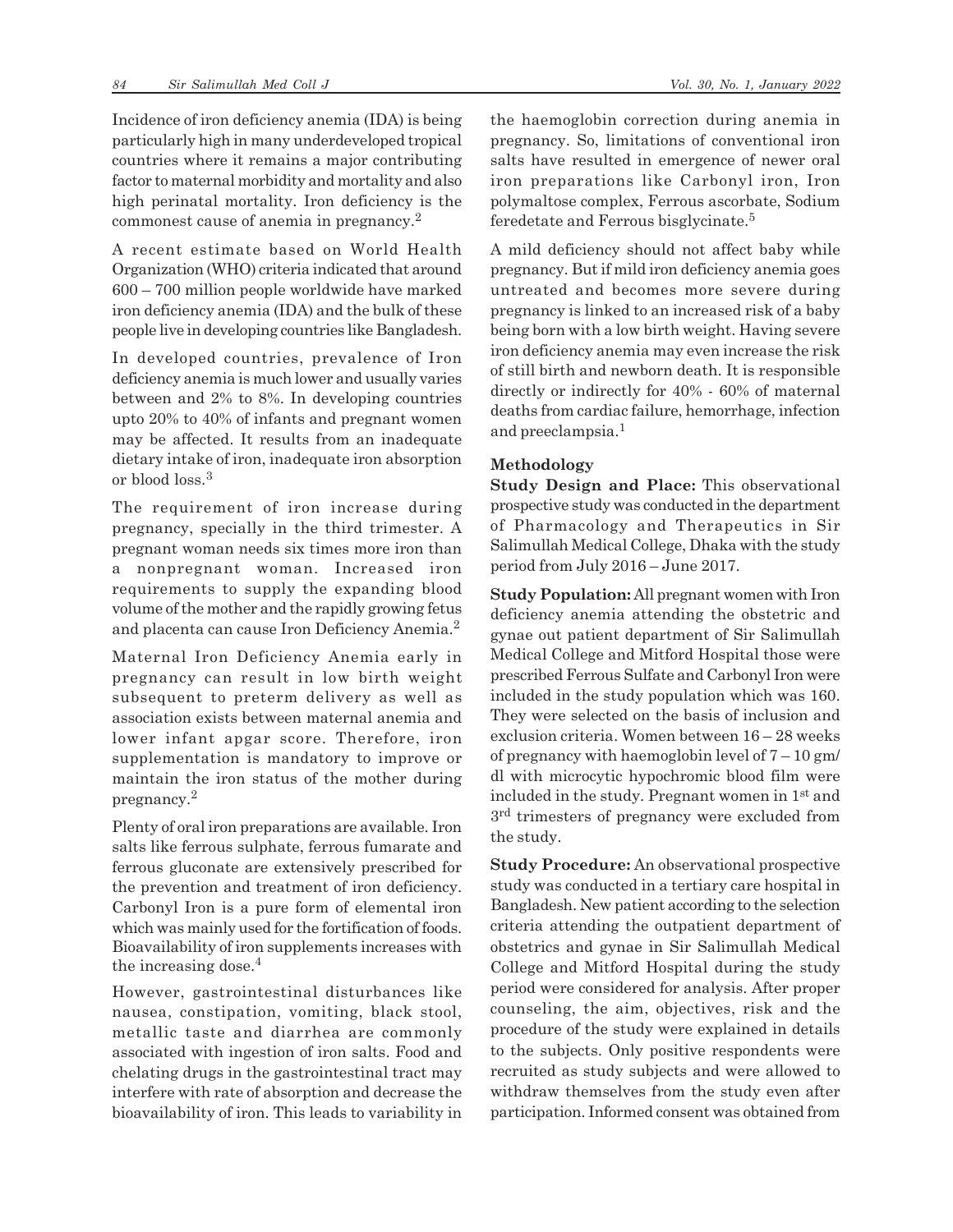Incidence of iron deficiency anemia (IDA) is being particularly high in many underdeveloped tropical countries where it remains a major contributing factor to maternal morbidity and mortality and also high perinatal mortality. Iron deficiency is the commonest cause of anemia in pregnancy.[2]

A recent estimate based on World Health Organization (WHO) criteria indicated that around 600 – 700 million people worldwide have marked iron deficiency anemia (IDA) and the bulk of these people live in developing countries like Bangladesh.

In developed countries, prevalence of Iron deficiency anemia is much lower and usually varies between and 2% to 8%. In developing countries upto 20% to 40% of infants and pregnant women may be affected. It results from an inadequate dietary intake of iron, inadequate iron absorption or blood loss.[3]

The requirement of iron increase during pregnancy, specially in the third trimester. A pregnant woman needs six times more iron than a nonpregnant woman. Increased iron requirements to supply the expanding blood volume of the mother and the rapidly growing fetus and placenta can cause Iron Deficiency Anemia.[2]

Maternal Iron Deficiency Anemia early in pregnancy can result in low birth weight subsequent to preterm delivery as well as association exists between maternal anemia and lower infant apgar score. Therefore, iron supplementation is mandatory to improve or maintain the iron status of the mother during pregnancy.[2]

Plenty of oral iron preparations are available. Iron salts like ferrous sulphate, ferrous fumarate and ferrous gluconate are extensively prescribed for the prevention and treatment of iron deficiency. Carbonyl Iron is a pure form of elemental iron which was mainly used for the fortification of foods. Bioavailability of iron supplements increases with the increasing dose.[4]

However, gastrointestinal disturbances like nausea, constipation, vomiting, black stool, metallic taste and diarrhea are commonly associated with ingestion of iron salts. Food and chelating drugs in the gastrointestinal tract may interfere with rate of absorption and decrease the bioavailability of iron. This leads to variability in the haemoglobin correction during anemia in pregnancy. So, limitations of conventional iron salts have resulted in emergence of newer oral iron preparations like Carbonyl iron, Iron polymaltose complex, Ferrous ascorbate, Sodium feredetate and Ferrous bisglycinate.[5]

A mild deficiency should not affect baby while pregnancy. But if mild iron deficiency anemia goes untreated and becomes more severe during pregnancy is linked to an increased risk of a baby being born with a low birth weight. Having severe iron deficiency anemia may even increase the risk of still birth and newborn death. It is responsible directly or indirectly for 40% - 60% of maternal deaths from cardiac failure, hemorrhage, infection and preeclampsia.[1]

## Methodology

**Study Design and Place:** This observational prospective study was conducted in the department of Pharmacology and Therapeutics in Sir Salimullah Medical College, Dhaka with the study period from July 2016 – June 2017.

**Study Population:** All pregnant women with Iron deficiency anemia attending the obstetric and gynae out patient department of Sir Salimullah Medical College and Mitford Hospital those were prescribed Ferrous Sulfate and Carbonyl Iron were included in the study population which was 160. They were selected on the basis of inclusion and exclusion criteria. Women between 16 – 28 weeks of pregnancy with haemoglobin level of 7 – 10 gm/dl with microcytic hypochromic blood film were included in the study. Pregnant women in 1st and 3rd trimesters of pregnancy were excluded from the study.

**Study Procedure:** An observational prospective study was conducted in a tertiary care hospital in Bangladesh. New patient according to the selection criteria attending the outpatient department of obstetrics and gynae in Sir Salimullah Medical College and Mitford Hospital during the study period were considered for analysis. After proper counseling, the aim, objectives, risk and the procedure of the study were explained in details to the subjects. Only positive respondents were recruited as study subjects and were allowed to withdraw themselves from the study even after participation. Informed consent was obtained from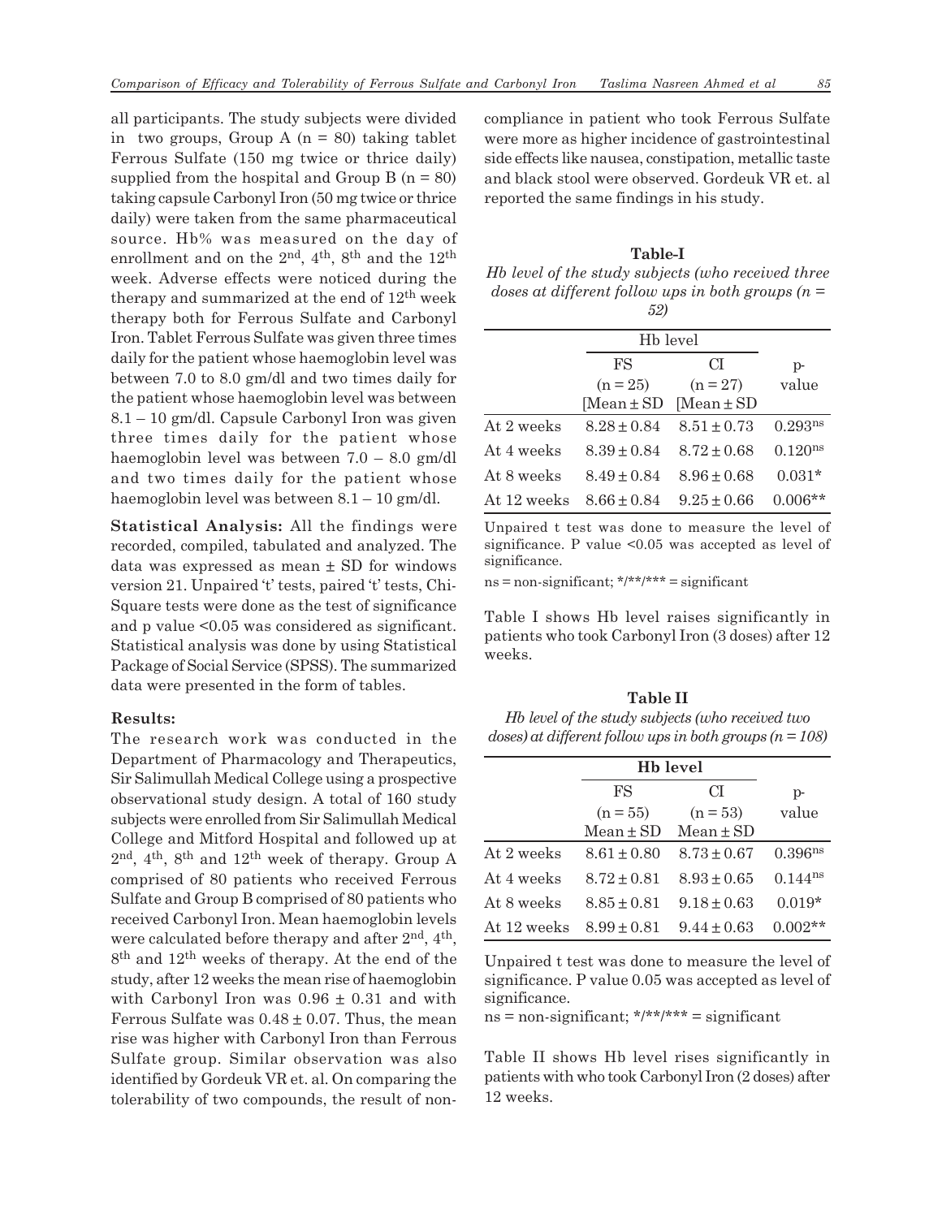all participants. The study subjects were divided in two groups, Group A (n = 80) taking tablet Ferrous Sulfate (150 mg twice or thrice daily) supplied from the hospital and Group B (n = 80) taking capsule Carbonyl Iron (50 mg twice or thrice daily) were taken from the same pharmaceutical source. Hb% was measured on the day of enrollment and on the 2nd, 4th, 8th and the 12th week. Adverse effects were noticed during the therapy and summarized at the end of 12th week therapy both for Ferrous Sulfate and Carbonyl Iron. Tablet Ferrous Sulfate was given three times daily for the patient whose haemoglobin level was between 7.0 to 8.0 gm/dl and two times daily for the patient whose haemoglobin level was between 8.1 – 10 gm/dl. Capsule Carbonyl Iron was given three times daily for the patient whose haemoglobin level was between 7.0 – 8.0 gm/dl and two times daily for the patient whose haemoglobin level was between 8.1 – 10 gm/dl.

**Statistical Analysis:** All the findings were recorded, compiled, tabulated and analyzed. The data was expressed as mean ± SD for windows version 21. Unpaired 't' tests, paired 't' tests, Chi-Square tests were done as the test of significance and p value <0.05 was considered as significant. Statistical analysis was done by using Statistical Package of Social Service (SPSS). The summarized data were presented in the form of tables.

**Results:**

The research work was conducted in the Department of Pharmacology and Therapeutics, Sir Salimullah Medical College using a prospective observational study design. A total of 160 study subjects were enrolled from Sir Salimullah Medical College and Mitford Hospital and followed up at 2nd, 4th, 8th and 12th week of therapy. Group A comprised of 80 patients who received Ferrous Sulfate and Group B comprised of 80 patients who received Carbonyl Iron. Mean haemoglobin levels were calculated before therapy and after 2nd, 4th, 8th and 12th weeks of therapy. At the end of the study, after 12 weeks the mean rise of haemoglobin with Carbonyl Iron was 0.96 ± 0.31 and with Ferrous Sulfate was 0.48 ± 0.07. Thus, the mean rise was higher with Carbonyl Iron than Ferrous Sulfate group. Similar observation was also identified by Gordeuk VR et. al. On comparing the tolerability of two compounds, the result of non-compliance in patient who took Ferrous Sulfate were more as higher incidence of gastrointestinal side effects like nausea, constipation, metallic taste and black stool were observed. Gordeuk VR et. al reported the same findings in his study.

**Table-I**

*Hb level of the study subjects (who received three doses at different follow ups in both groups (n = 52)*

| | Hb level | | p-value |
|---|---|---|---|
| | FS (n = 25) [Mean ± SD | CI (n = 27) [Mean ± SD | |
| At 2 weeks | 8.28 ± 0.84 | 8.51 ± 0.73 | 0.293ns |
| At 4 weeks | 8.39 ± 0.84 | 8.72 ± 0.68 | 0.120ns |
| At 8 weeks | 8.49 ± 0.84 | 8.96 ± 0.68 | 0.031* |
| At 12 weeks | 8.66 ± 0.84 | 9.25 ± 0.66 | 0.006** |

Unpaired t test was done to measure the level of significance. P value <0.05 was accepted as level of significance.

ns = non-significant; */**/*** = significant

Table I shows Hb level raises significantly in patients who took Carbonyl Iron (3 doses) after 12 weeks.

**Table II**

*Hb level of the study subjects (who received two doses) at different follow ups in both groups (n = 108)*

| | **Hb level** | | p-value |
|---|---|---|---|
| | FS (n = 55) Mean ± SD | CI (n = 53) Mean ± SD | |
| At 2 weeks | 8.61 ± 0.80 | 8.73 ± 0.67 | 0.396ns |
| At 4 weeks | 8.72 ± 0.81 | 8.93 ± 0.65 | 0.144ns |
| At 8 weeks | 8.85 ± 0.81 | 9.18 ± 0.63 | 0.019* |
| At 12 weeks | 8.99 ± 0.81 | 9.44 ± 0.63 | 0.002** |

Unpaired t test was done to measure the level of significance. P value 0.05 was accepted as level of significance.

ns = non-significant; */**/*** = significant

Table II shows Hb level rises significantly in patients with who took Carbonyl Iron (2 doses) after 12 weeks.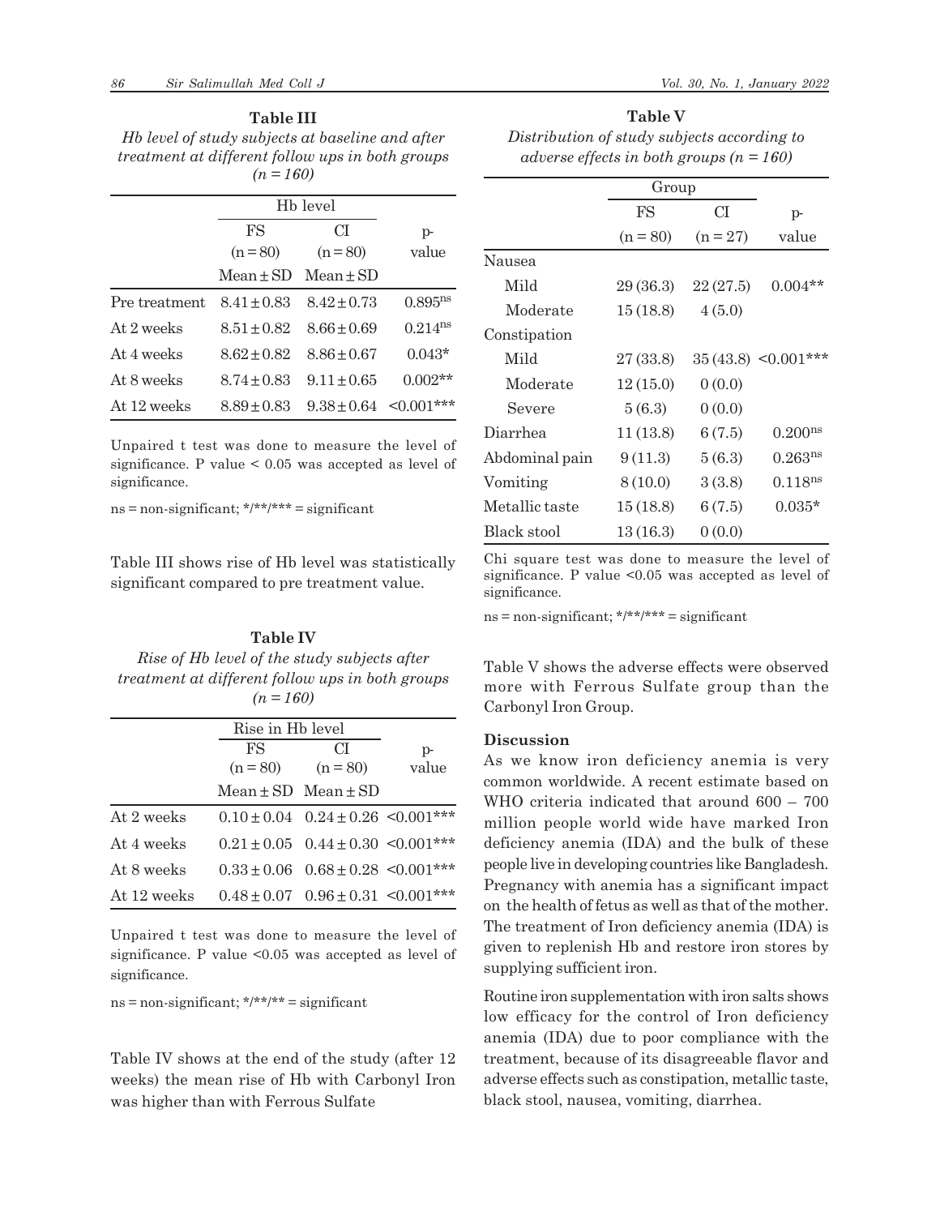**Table III**

*Hb level of study subjects at baseline and after treatment at different follow ups in both groups (n = 160)*

| | Hb level | | |
|---|---|---|---|
| | FS (n = 80) Mean ± SD | CI (n = 80) Mean ± SD | p-value |
| Pre treatment | 8.41 ± 0.83 | 8.42 ± 0.73 | 0.895[ns] |
| At 2 weeks | 8.51 ± 0.82 | 8.66 ± 0.69 | 0.214[ns] |
| At 4 weeks | 8.62 ± 0.82 | 8.86 ± 0.67 | 0.043* |
| At 8 weeks | 8.74 ± 0.83 | 9.11 ± 0.65 | 0.002** |
| At 12 weeks | 8.89 ± 0.83 | 9.38 ± 0.64 | <0.001*** |

Unpaired t test was done to measure the level of significance. P value < 0.05 was accepted as level of significance.

ns = non-significant; */**/*** = significant

Table III shows rise of Hb level was statistically significant compared to pre treatment value.

**Table IV**

*Rise of Hb level of the study subjects after treatment at different follow ups in both groups (n = 160)*

| | Rise in Hb level | | |
|---|---|---|---|
| | FS (n = 80) Mean ± SD | CI (n = 80) Mean ± SD | p-value |
| At 2 weeks | 0.10 ± 0.04 | 0.24 ± 0.26 | <0.001*** |
| At 4 weeks | 0.21 ± 0.05 | 0.44 ± 0.30 | <0.001*** |
| At 8 weeks | 0.33 ± 0.06 | 0.68 ± 0.28 | <0.001*** |
| At 12 weeks | 0.48 ± 0.07 | 0.96 ± 0.31 | <0.001*** |

Unpaired t test was done to measure the level of significance. P value <0.05 was accepted as level of significance.

ns = non-significant; */**/** = significant

Table IV shows at the end of the study (after 12 weeks) the mean rise of Hb with Carbonyl Iron was higher than with Ferrous Sulfate

**Table V**

*Distribution of study subjects according to adverse effects in both groups (n = 160)*

| | Group | | |
|---|---|---|---|
| | FS (n = 80) | CI (n = 27) | p-value |
| Nausea | | | |
| Mild | 29 (36.3) | 22 (27.5) | 0.004** |
| Moderate | 15 (18.8) | 4 (5.0) | |
| Constipation | | | |
| Mild | 27 (33.8) | 35 (43.8) | <0.001*** |
| Moderate | 12 (15.0) | 0 (0.0) | |
| Severe | 5 (6.3) | 0 (0.0) | |
| Diarrhea | 11 (13.8) | 6 (7.5) | 0.200[ns] |
| Abdominal pain | 9 (11.3) | 5 (6.3) | 0.263[ns] |
| Vomiting | 8 (10.0) | 3 (3.8) | 0.118[ns] |
| Metallic taste | 15 (18.8) | 6 (7.5) | 0.035* |
| Black stool | 13 (16.3) | 0 (0.0) | |

Chi square test was done to measure the level of significance. P value <0.05 was accepted as level of significance.

ns = non-significant; */**/*** = significant

Table V shows the adverse effects were observed more with Ferrous Sulfate group than the Carbonyl Iron Group.

## Discussion

As we know iron deficiency anemia is very common worldwide. A recent estimate based on WHO criteria indicated that around 600 – 700 million people world wide have marked Iron deficiency anemia (IDA) and the bulk of these people live in developing countries like Bangladesh. Pregnancy with anemia has a significant impact on the health of fetus as well as that of the mother. The treatment of Iron deficiency anemia (IDA) is given to replenish Hb and restore iron stores by supplying sufficient iron.

Routine iron supplementation with iron salts shows low efficacy for the control of Iron deficiency anemia (IDA) due to poor compliance with the treatment, because of its disagreeable flavor and adverse effects such as constipation, metallic taste, black stool, nausea, vomiting, diarrhea.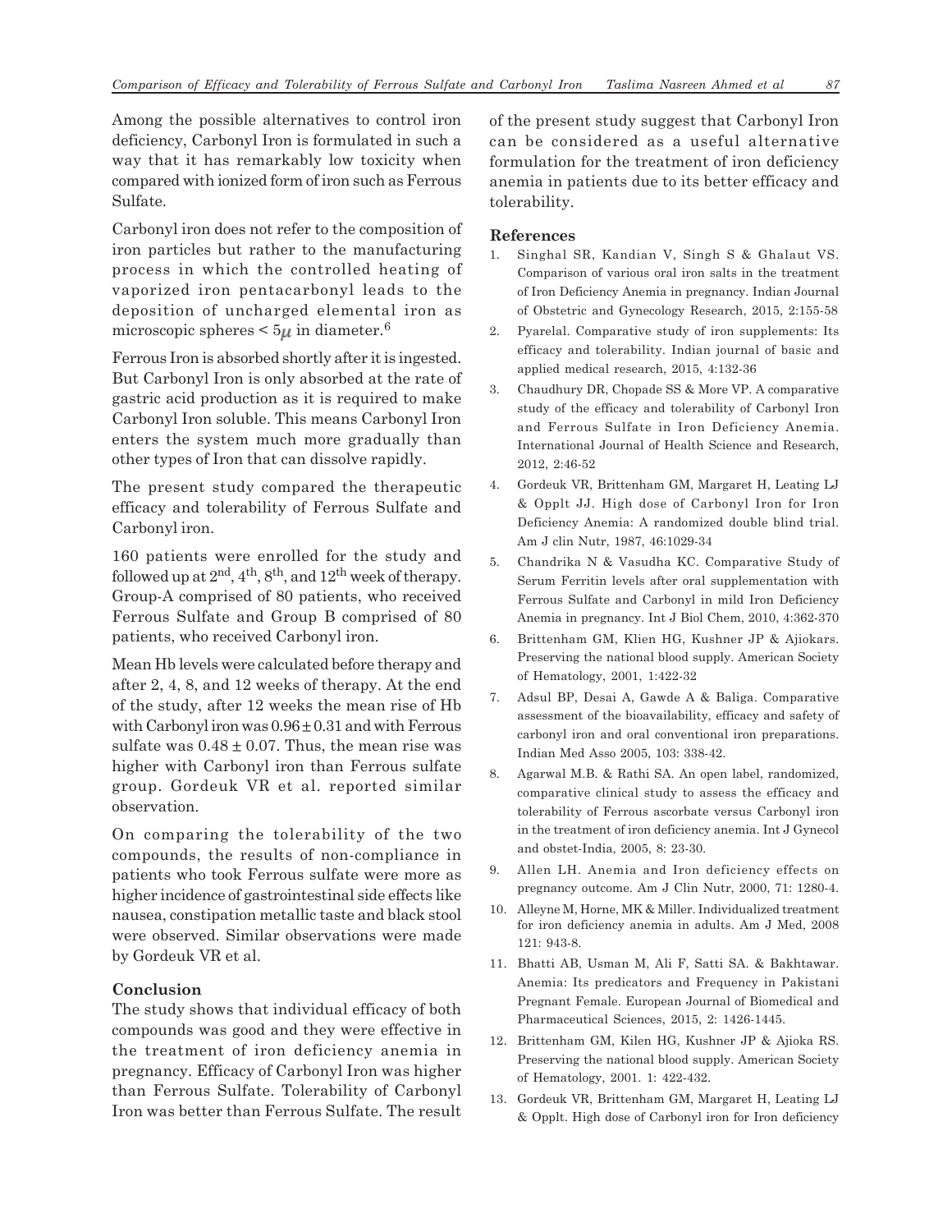Among the possible alternatives to control iron deficiency, Carbonyl Iron is formulated in such a way that it has remarkably low toxicity when compared with ionized form of iron such as Ferrous Sulfate.

Carbonyl iron does not refer to the composition of iron particles but rather to the manufacturing process in which the controlled heating of vaporized iron pentacarbonyl leads to the deposition of uncharged elemental iron as microscopic spheres < $5\mu$ in diameter.[6]

Ferrous Iron is absorbed shortly after it is ingested. But Carbonyl Iron is only absorbed at the rate of gastric acid production as it is required to make Carbonyl Iron soluble. This means Carbonyl Iron enters the system much more gradually than other types of Iron that can dissolve rapidly.

The present study compared the therapeutic efficacy and tolerability of Ferrous Sulfate and Carbonyl iron.

160 patients were enrolled for the study and followed up at 2nd, 4th, 8th, and 12th week of therapy. Group-A comprised of 80 patients, who received Ferrous Sulfate and Group B comprised of 80 patients, who received Carbonyl iron.

Mean Hb levels were calculated before therapy and after 2, 4, 8, and 12 weeks of therapy. At the end of the study, after 12 weeks the mean rise of Hb with Carbonyl iron was $0.96 \pm 0.31$ and with Ferrous sulfate was $0.48 \pm 0.07$. Thus, the mean rise was higher with Carbonyl iron than Ferrous sulfate group. Gordeuk VR et al. reported similar observation.

On comparing the tolerability of the two compounds, the results of non-compliance in patients who took Ferrous sulfate were more as higher incidence of gastrointestinal side effects like nausea, constipation metallic taste and black stool were observed. Similar observations were made by Gordeuk VR et al.

## Conclusion

The study shows that individual efficacy of both compounds was good and they were effective in the treatment of iron deficiency anemia in pregnancy. Efficacy of Carbonyl Iron was higher than Ferrous Sulfate. Tolerability of Carbonyl Iron was better than Ferrous Sulfate. The result of the present study suggest that Carbonyl Iron can be considered as a useful alternative formulation for the treatment of iron deficiency anemia in patients due to its better efficacy and tolerability.

## References

1. Singhal SR, Kandian V, Singh S & Ghalaut VS. Comparison of various oral iron salts in the treatment of Iron Deficiency Anemia in pregnancy. Indian Journal of Obstetric and Gynecology Research, 2015, 2:155-58
2. Pyarelal. Comparative study of iron supplements: Its efficacy and tolerability. Indian journal of basic and applied medical research, 2015, 4:132-36
3. Chaudhury DR, Chopade SS & More VP. A comparative study of the efficacy and tolerability of Carbonyl Iron and Ferrous Sulfate in Iron Deficiency Anemia. International Journal of Health Science and Research, 2012, 2:46-52
4. Gordeuk VR, Brittenham GM, Margaret H, Leating LJ & Oppl t JJ. High dose of Carbonyl Iron for Iron Deficiency Anemia: A randomized double blind trial. Am J clin Nutr, 1987, 46:1029-34
5. Chandrika N & Vasudha KC. Comparative Study of Serum Ferritin levels after oral supplementation with Ferrous Sulfate and Carbonyl in mild Iron Deficiency Anemia in pregnancy. Int J Biol Chem, 2010, 4:362-370
6. Brittenham GM, Klien HG, Kushner JP & Ajiokars. Preserving the national blood supply. American Society of Hematology, 2001, 1:422-32
7. Adsul BP, Desai A, Gawde A & Baliga. Comparative assessment of the bioavailability, efficacy and safety of carbonyl iron and oral conventional iron preparations. Indian Med Asso 2005, 103: 338-42.
8. Agarwal M.B. & Rathi SA. An open label, randomized, comparative clinical study to assess the efficacy and tolerability of Ferrous ascorbate versus Carbonyl iron in the treatment of iron deficiency anemia. Int J Gynecol and obstet-India, 2005, 8: 23-30.
9. Allen LH. Anemia and Iron deficiency effects on pregnancy outcome. Am J Clin Nutr, 2000, 71: 1280-4.
10. Alleyne M, Horne, MK & Miller. Individualized treatment for iron deficiency anemia in adults. Am J Med, 2008 121: 943-8.
11. Bhatti AB, Usman M, Ali F, Satti SA. & Bakhtawar. Anemia: Its predicators and Frequency in Pakistani Pregnant Female. European Journal of Biomedical and Pharmaceutical Sciences, 2015, 2: 1426-1445.
12. Brittenham GM, Kilen HG, Kushner JP & Ajioka RS. Preserving the national blood supply. American Society of Hematology, 2001. 1: 422-432.
13. Gordeuk VR, Brittenham GM, Margaret H, Leating LJ & Opplt. High dose of Carbonyl iron for Iron deficiency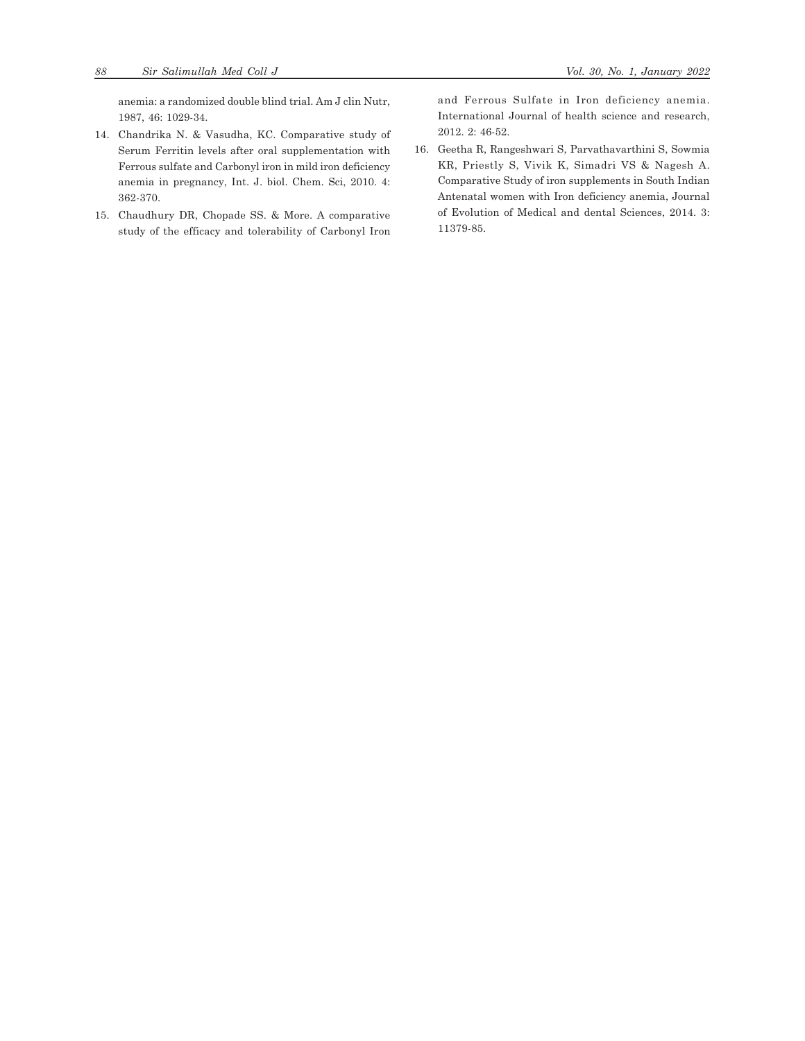anemia: a randomized double blind trial. Am J clin Nutr, 1987, 46: 1029-34.

14. Chandrika N. & Vasudha, KC. Comparative study of Serum Ferritin levels after oral supplementation with Ferrous sulfate and Carbonyl iron in mild iron deficiency anemia in pregnancy, Int. J. biol. Chem. Sci, 2010. 4: 362-370.
15. Chaudhury DR, Chopade SS. & More. A comparative study of the efficacy and tolerability of Carbonyl Iron and Ferrous Sulfate in Iron deficiency anemia. International Journal of health science and research, 2012. 2: 46-52.
16. Geetha R, Rangeshwari S, Parvathavarthini S, Sowmia KR, Priestly S, Vivik K, Simadri VS & Nagesh A. Comparative Study of iron supplements in South Indian Antenatal women with Iron deficiency anemia, Journal of Evolution of Medical and dental Sciences, 2014. 3: 11379-85.